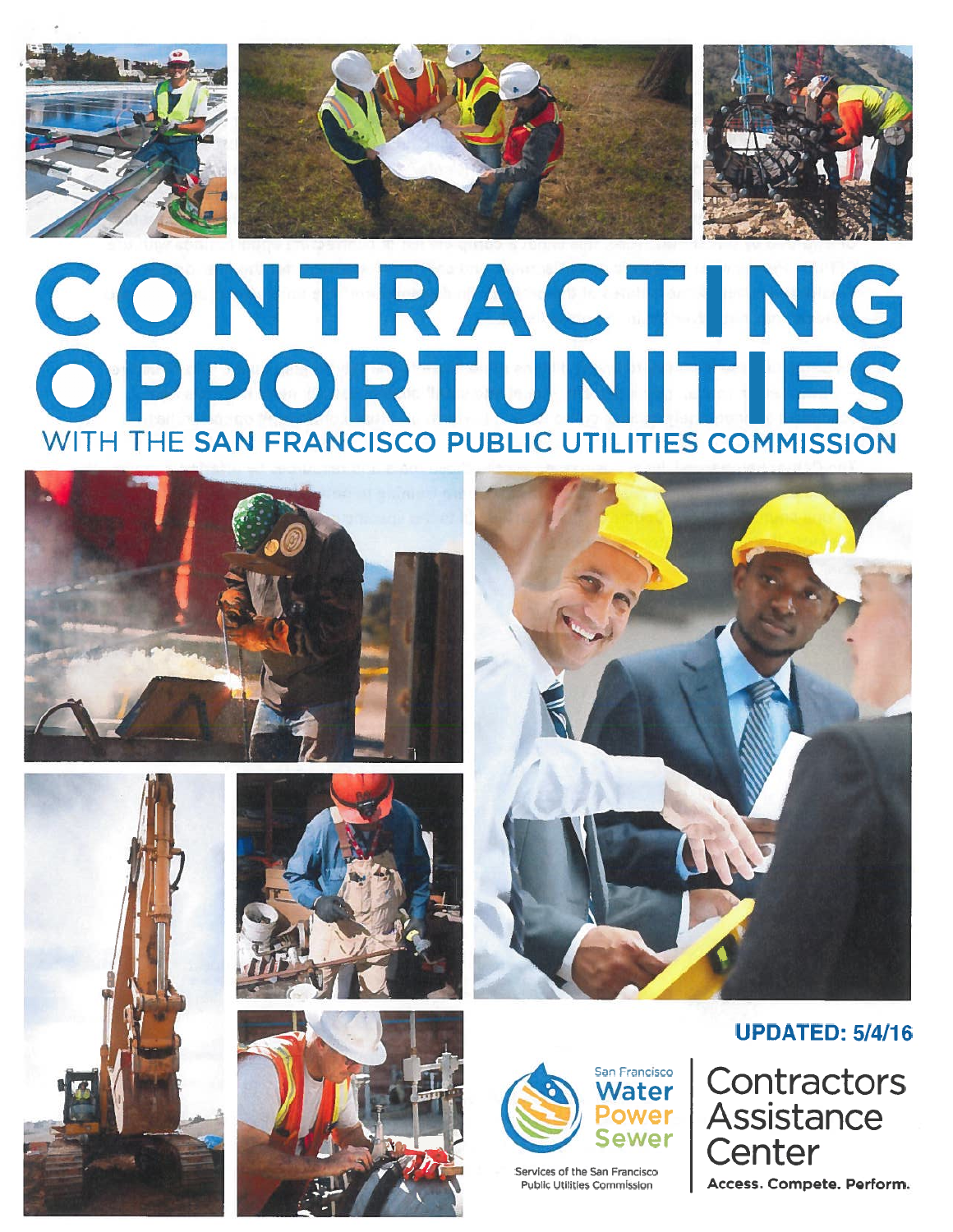# CONTRACTING OPPORTUNITIES

## WITH THE SAN FRANCISCO PUBLIC UTILITIES COMMISSION

**UPDATED: 5/4/16**

San Francisco Water Power Sewer

Services of the San Francisco Public Utilities Commission

Contractors Assistance Center

**Access. Compete. Perform.**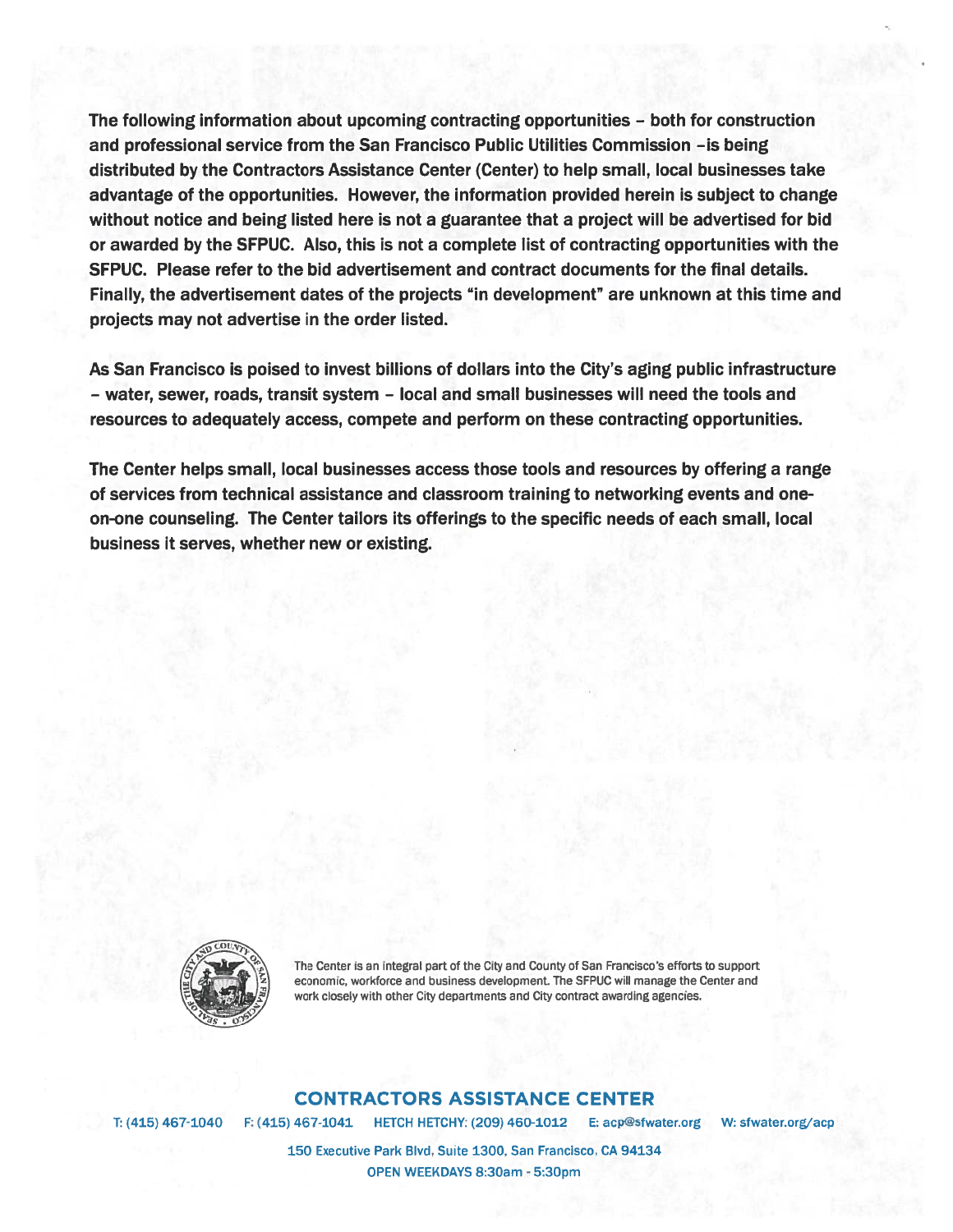**The following information about upcoming contracting opportunities – both for construction and professional service from the San Francisco Public Utilities Commission –is being distributed by the Contractors Assistance Center (Center) to help small, local businesses take advantage of the opportunities. However, the information provided herein is subject to change without notice and being listed here is not a guarantee that a project will be advertised for bid or awarded by the SFPUC. Also, this is not a complete list of contracting opportunities with the SFPUC. Please refer to the bid advertisement and contract documents for the final details. Finally, the advertisement dates of the projects "in development" are unknown at this time and projects may not advertise in the order listed.**

**As San Francisco is poised to invest billions of dollars into the City's aging public infrastructure – water, sewer, roads, transit system – local and small businesses will need the tools and resources to adequately access, compete and perform on these contracting opportunities.**

**The Center helps small, local businesses access those tools and resources by offering a range of services from technical assistance and classroom training to networking events and one-on-one counseling. The Center tailors its offerings to the specific needs of each small, local business it serves, whether new or existing.**

The Center is an integral part of the City and County of San Francisco's efforts to support economic, workforce and business development. The SFPUC will manage the Center and work closely with other City departments and City contract awarding agencies.

## CONTRACTORS ASSISTANCE CENTER

T: (415) 467-1040 F: (415) 467-1041 HETCH HETCHY: (209) 460-1012 E: acp@sfwater.org W: sfwater.org/acp

150 Executive Park Blvd, Suite 1300, San Francisco, CA 94134

OPEN WEEKDAYS 8:30am - 5:30pm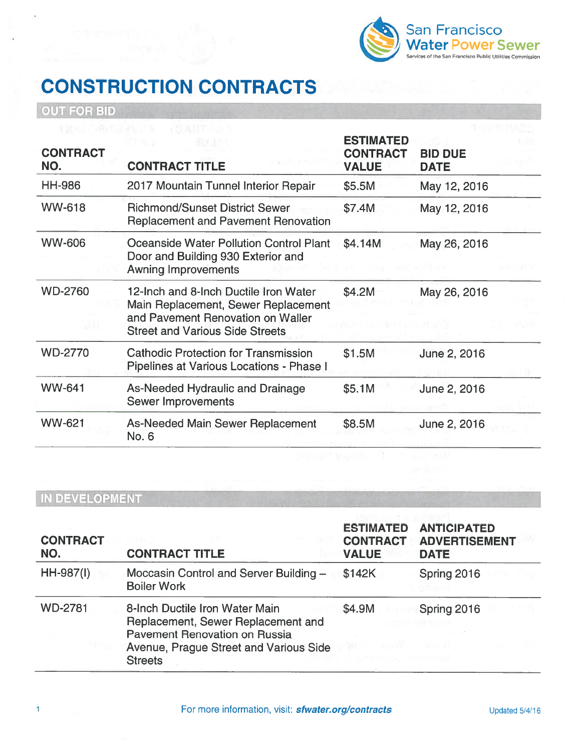San Francisco Water Power Sewer
Services of the San Francisco Public Utilities Commission

# CONSTRUCTION CONTRACTS

## OUT FOR BID

| CONTRACT NO. | CONTRACT TITLE | ESTIMATED CONTRACT VALUE | BID DUE DATE |
|---|---|---|---|
| HH-986 | 2017 Mountain Tunnel Interior Repair | $5.5M | May 12, 2016 |
| WW-618 | Richmond/Sunset District Sewer Replacement and Pavement Renovation | $7.4M | May 12, 2016 |
| WW-606 | Oceanside Water Pollution Control Plant Door and Building 930 Exterior and Awning Improvements | $4.14M | May 26, 2016 |
| WD-2760 | 12-Inch and 8-Inch Ductile Iron Water Main Replacement, Sewer Replacement and Pavement Renovation on Waller Street and Various Side Streets | $4.2M | May 26, 2016 |
| WD-2770 | Cathodic Protection for Transmission Pipelines at Various Locations - Phase I | $1.5M | June 2, 2016 |
| WW-641 | As-Needed Hydraulic and Drainage Sewer Improvements | $5.1M | June 2, 2016 |
| WW-621 | As-Needed Main Sewer Replacement No. 6 | $8.5M | June 2, 2016 |

## IN DEVELOPMENT

| CONTRACT NO. | CONTRACT TITLE | ESTIMATED CONTRACT VALUE | ANTICIPATED ADVERTISEMENT DATE |
|---|---|---|---|
| HH-987(I) | Moccasin Control and Server Building – Boiler Work | $142K | Spring 2016 |
| WD-2781 | 8-Inch Ductile Iron Water Main Replacement, Sewer Replacement and Pavement Renovation on Russia Avenue, Prague Street and Various Side Streets | $4.9M | Spring 2016 |

For more information, visit: ***sfwater.org/contracts***

Updated 5/4/16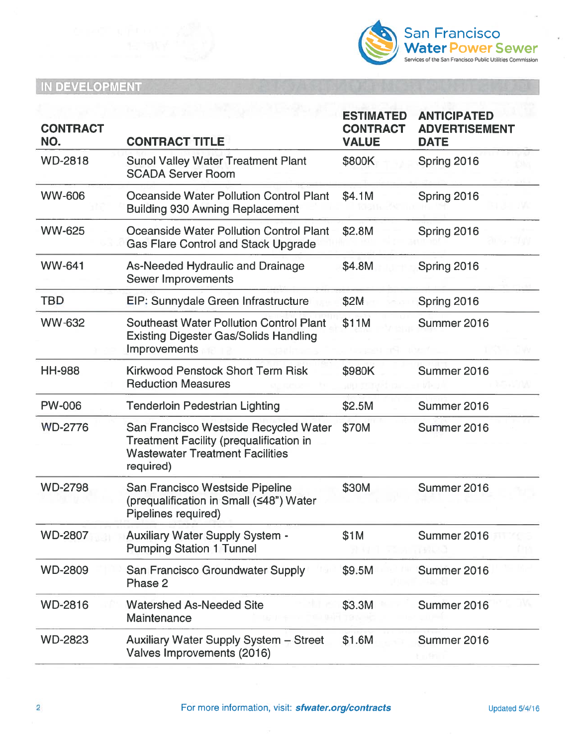## IN DEVELOPMENT

| CONTRACT NO. | CONTRACT TITLE | ESTIMATED CONTRACT VALUE | ANTICIPATED ADVERTISEMENT DATE |
|---|---|---|---|
| WD-2818 | Sunol Valley Water Treatment Plant SCADA Server Room | $800K | Spring 2016 |
| WW-606 | Oceanside Water Pollution Control Plant Building 930 Awning Replacement | $4.1M | Spring 2016 |
| WW-625 | Oceanside Water Pollution Control Plant Gas Flare Control and Stack Upgrade | $2.8M | Spring 2016 |
| WW-641 | As-Needed Hydraulic and Drainage Sewer Improvements | $4.8M | Spring 2016 |
| TBD | EIP: Sunnydale Green Infrastructure | $2M | Spring 2016 |
| WW-632 | Southeast Water Pollution Control Plant Existing Digester Gas/Solids Handling Improvements | $11M | Summer 2016 |
| HH-988 | Kirkwood Penstock Short Term Risk Reduction Measures | $980K | Summer 2016 |
| PW-006 | Tenderloin Pedestrian Lighting | $2.5M | Summer 2016 |
| WD-2776 | San Francisco Westside Recycled Water Treatment Facility (prequalification in Wastewater Treatment Facilities required) | $70M | Summer 2016 |
| WD-2798 | San Francisco Westside Pipeline (prequalification in Small (≤48") Water Pipelines required) | $30M | Summer 2016 |
| WD-2807 | Auxiliary Water Supply System - Pumping Station 1 Tunnel | $1M | Summer 2016 |
| WD-2809 | San Francisco Groundwater Supply Phase 2 | $9.5M | Summer 2016 |
| WD-2816 | Watershed As-Needed Site Maintenance | $3.3M | Summer 2016 |
| WD-2823 | Auxiliary Water Supply System – Street Valves Improvements (2016) | $1.6M | Summer 2016 |

For more information, visit: ***sfwater.org/contracts***

Updated 5/4/16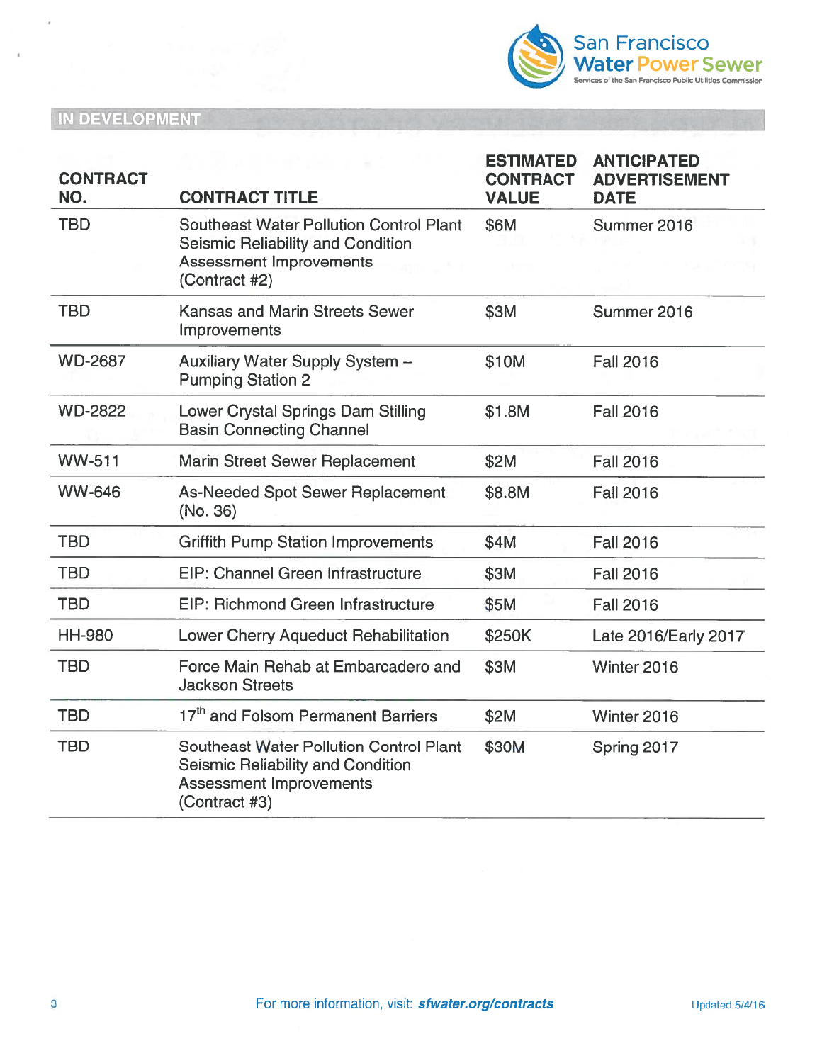## IN DEVELOPMENT

| CONTRACT NO. | CONTRACT TITLE | ESTIMATED CONTRACT VALUE | ANTICIPATED ADVERTISEMENT DATE |
|---|---|---|---|
| TBD | Southeast Water Pollution Control Plant Seismic Reliability and Condition Assessment Improvements (Contract #2) | $6M | Summer 2016 |
| TBD | Kansas and Marin Streets Sewer Improvements | $3M | Summer 2016 |
| WD-2687 | Auxiliary Water Supply System – Pumping Station 2 | $10M | Fall 2016 |
| WD-2822 | Lower Crystal Springs Dam Stilling Basin Connecting Channel | $1.8M | Fall 2016 |
| WW-511 | Marin Street Sewer Replacement | $2M | Fall 2016 |
| WW-646 | As-Needed Spot Sewer Replacement (No. 36) | $8.8M | Fall 2016 |
| TBD | Griffith Pump Station Improvements | $4M | Fall 2016 |
| TBD | EIP: Channel Green Infrastructure | $3M | Fall 2016 |
| TBD | EIP: Richmond Green Infrastructure | $5M | Fall 2016 |
| HH-980 | Lower Cherry Aqueduct Rehabilitation | $250K | Late 2016/Early 2017 |
| TBD | Force Main Rehab at Embarcadero and Jackson Streets | $3M | Winter 2016 |
| TBD | 17th and Folsom Permanent Barriers | $2M | Winter 2016 |
| TBD | Southeast Water Pollution Control Plant Seismic Reliability and Condition Assessment Improvements (Contract #3) | $30M | Spring 2017 |

For more information, visit: ***sfwater.org/contracts***

Updated 5/4/16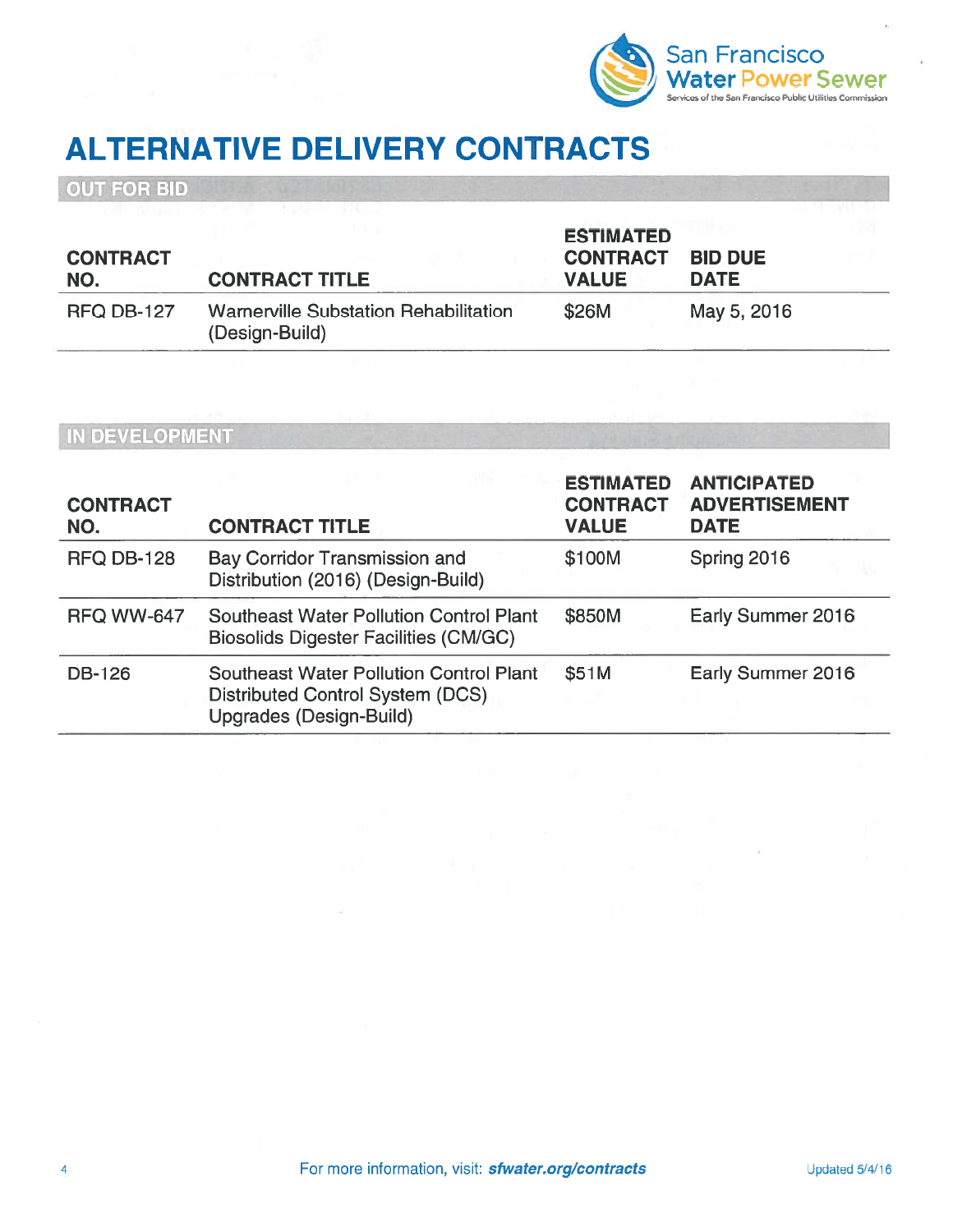# ALTERNATIVE DELIVERY CONTRACTS

## OUT FOR BID

| CONTRACT NO. | CONTRACT TITLE | ESTIMATED CONTRACT VALUE | BID DUE DATE |
|---|---|---|---|
| RFQ DB-127 | Warnerville Substation Rehabilitation (Design-Build) | $26M | May 5, 2016 |

## IN DEVELOPMENT

| CONTRACT NO. | CONTRACT TITLE | ESTIMATED CONTRACT VALUE | ANTICIPATED ADVERTISEMENT DATE |
|---|---|---|---|
| RFQ DB-128 | Bay Corridor Transmission and Distribution (2016) (Design-Build) | $100M | Spring 2016 |
| RFQ WW-647 | Southeast Water Pollution Control Plant Biosolids Digester Facilities (CM/GC) | $850M | Early Summer 2016 |
| DB-126 | Southeast Water Pollution Control Plant Distributed Control System (DCS) Upgrades (Design-Build) | $51M | Early Summer 2016 |

For more information, visit: ***sfwater.org/contracts***

Updated 5/4/16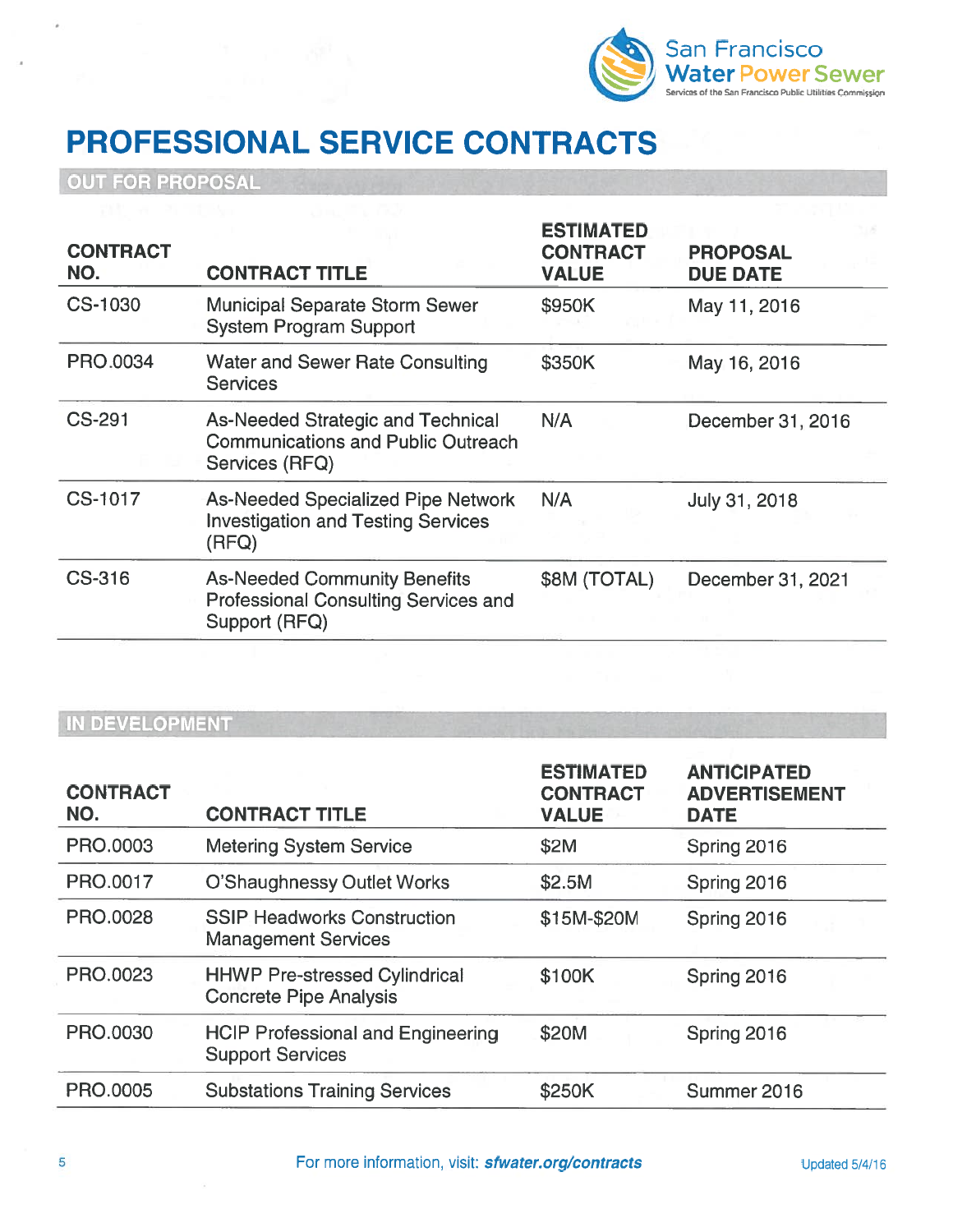# PROFESSIONAL SERVICE CONTRACTS

## OUT FOR PROPOSAL

| CONTRACT NO. | CONTRACT TITLE | ESTIMATED CONTRACT VALUE | PROPOSAL DUE DATE |
|---|---|---|---|
| CS-1030 | Municipal Separate Storm Sewer System Program Support | $950K | May 11, 2016 |
| PRO.0034 | Water and Sewer Rate Consulting Services | $350K | May 16, 2016 |
| CS-291 | As-Needed Strategic and Technical Communications and Public Outreach Services (RFQ) | N/A | December 31, 2016 |
| CS-1017 | As-Needed Specialized Pipe Network Investigation and Testing Services (RFQ) | N/A | July 31, 2018 |
| CS-316 | As-Needed Community Benefits Professional Consulting Services and Support (RFQ) | $8M (TOTAL) | December 31, 2021 |

## IN DEVELOPMENT

| CONTRACT NO. | CONTRACT TITLE | ESTIMATED CONTRACT VALUE | ANTICIPATED ADVERTISEMENT DATE |
|---|---|---|---|
| PRO.0003 | Metering System Service | $2M | Spring 2016 |
| PRO.0017 | O'Shaughnessy Outlet Works | $2.5M | Spring 2016 |
| PRO.0028 | SSIP Headworks Construction Management Services | $15M-$20M | Spring 2016 |
| PRO.0023 | HHWP Pre-stressed Cylindrical Concrete Pipe Analysis | $100K | Spring 2016 |
| PRO.0030 | HCIP Professional and Engineering Support Services | $20M | Spring 2016 |
| PRO.0005 | Substations Training Services | $250K | Summer 2016 |

For more information, visit: ***sfwater.org/contracts***

Updated 5/4/16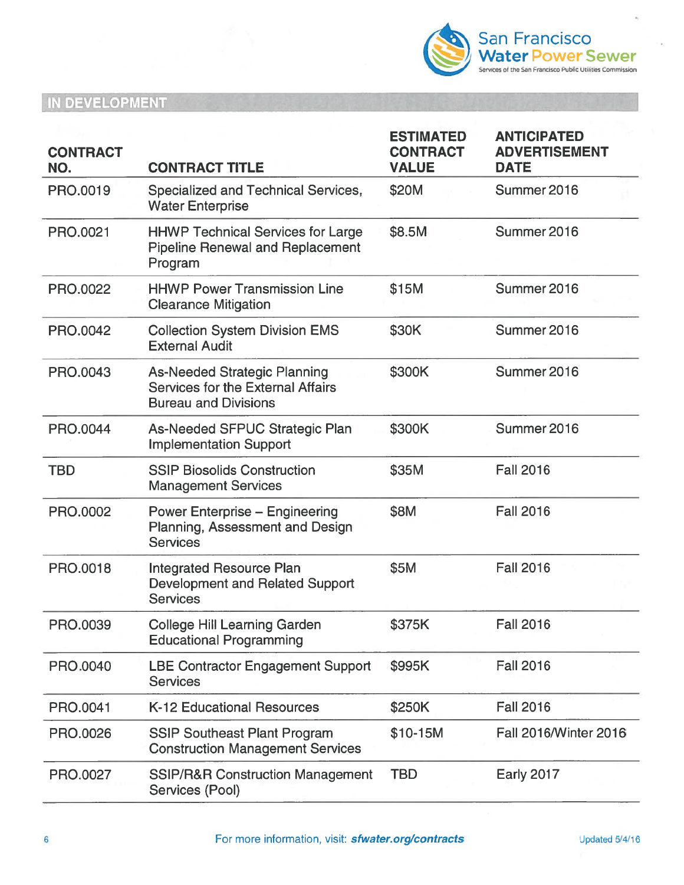## IN DEVELOPMENT

| CONTRACT NO. | CONTRACT TITLE | ESTIMATED CONTRACT VALUE | ANTICIPATED ADVERTISEMENT DATE |
|---|---|---|---|
| PRO.0019 | Specialized and Technical Services, Water Enterprise | $20M | Summer 2016 |
| PRO.0021 | HHWP Technical Services for Large Pipeline Renewal and Replacement Program | $8.5M | Summer 2016 |
| PRO.0022 | HHWP Power Transmission Line Clearance Mitigation | $15M | Summer 2016 |
| PRO.0042 | Collection System Division EMS External Audit | $30K | Summer 2016 |
| PRO.0043 | As-Needed Strategic Planning Services for the External Affairs Bureau and Divisions | $300K | Summer 2016 |
| PRO.0044 | As-Needed SFPUC Strategic Plan Implementation Support | $300K | Summer 2016 |
| TBD | SSIP Biosolids Construction Management Services | $35M | Fall 2016 |
| PRO.0002 | Power Enterprise – Engineering Planning, Assessment and Design Services | $8M | Fall 2016 |
| PRO.0018 | Integrated Resource Plan Development and Related Support Services | $5M | Fall 2016 |
| PRO.0039 | College Hill Learning Garden Educational Programming | $375K | Fall 2016 |
| PRO.0040 | LBE Contractor Engagement Support Services | $995K | Fall 2016 |
| PRO.0041 | K-12 Educational Resources | $250K | Fall 2016 |
| PRO.0026 | SSIP Southeast Plant Program Construction Management Services | $10-15M | Fall 2016/Winter 2016 |
| PRO.0027 | SSIP/R&R Construction Management Services (Pool) | TBD | Early 2017 |

For more information, visit: ***sfwater.org/contracts***

Updated 5/4/16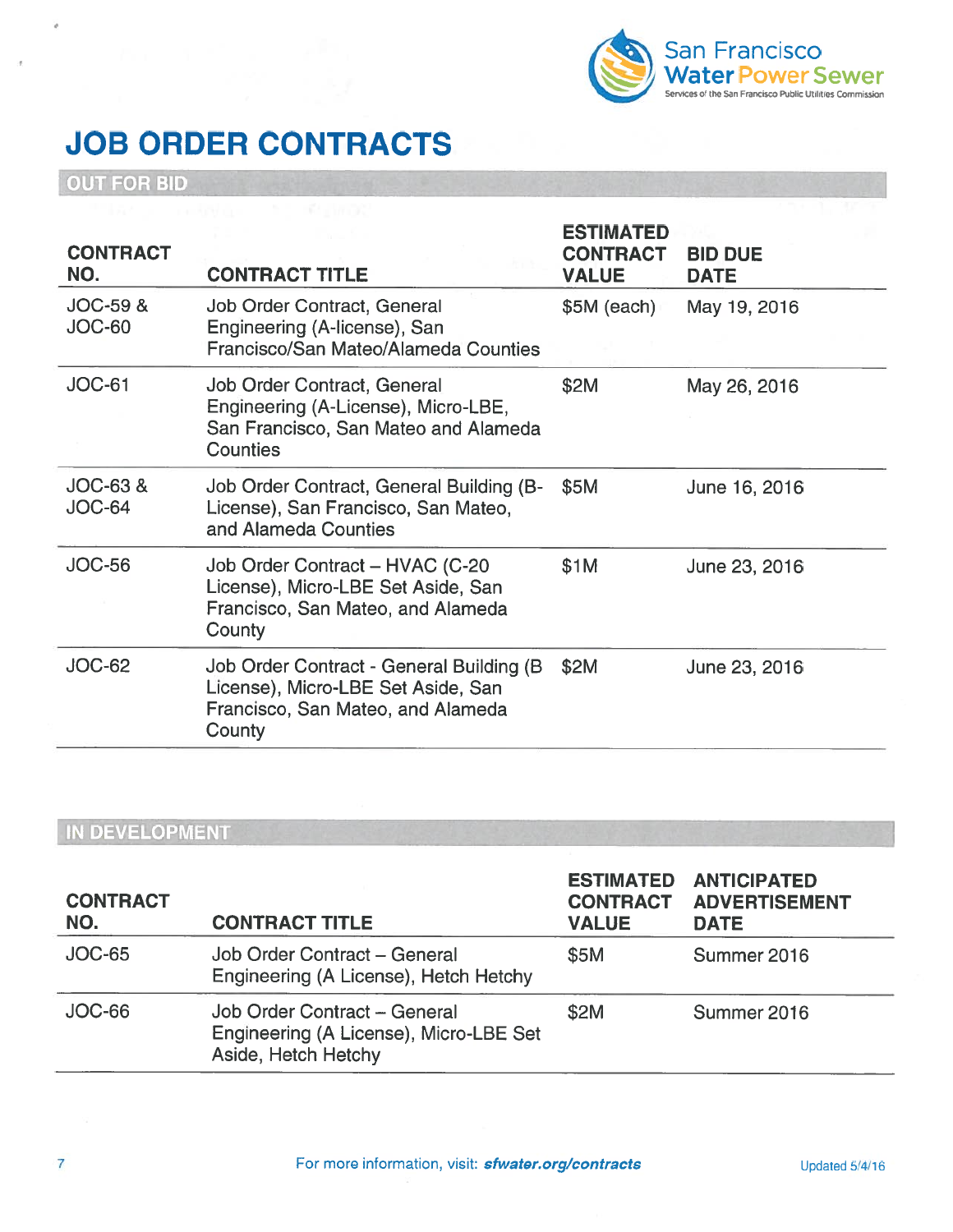# JOB ORDER CONTRACTS

## OUT FOR BID

| CONTRACT NO. | CONTRACT TITLE | ESTIMATED CONTRACT VALUE | BID DUE DATE |
|---|---|---|---|
| JOC-59 & JOC-60 | Job Order Contract, General Engineering (A-license), San Francisco/San Mateo/Alameda Counties | $5M (each) | May 19, 2016 |
| JOC-61 | Job Order Contract, General Engineering (A-License), Micro-LBE, San Francisco, San Mateo and Alameda Counties | $2M | May 26, 2016 |
| JOC-63 & JOC-64 | Job Order Contract, General Building (B-License), San Francisco, San Mateo, and Alameda Counties | $5M | June 16, 2016 |
| JOC-56 | Job Order Contract – HVAC (C-20 License), Micro-LBE Set Aside, San Francisco, San Mateo, and Alameda County | $1M | June 23, 2016 |
| JOC-62 | Job Order Contract - General Building (B License), Micro-LBE Set Aside, San Francisco, San Mateo, and Alameda County | $2M | June 23, 2016 |

## IN DEVELOPMENT

| CONTRACT NO. | CONTRACT TITLE | ESTIMATED CONTRACT VALUE | ANTICIPATED ADVERTISEMENT DATE |
|---|---|---|---|
| JOC-65 | Job Order Contract – General Engineering (A License), Hetch Hetchy | $5M | Summer 2016 |
| JOC-66 | Job Order Contract – General Engineering (A License), Micro-LBE Set Aside, Hetch Hetchy | $2M | Summer 2016 |

For more information, visit: ***sfwater.org/contracts***

Updated 5/4/16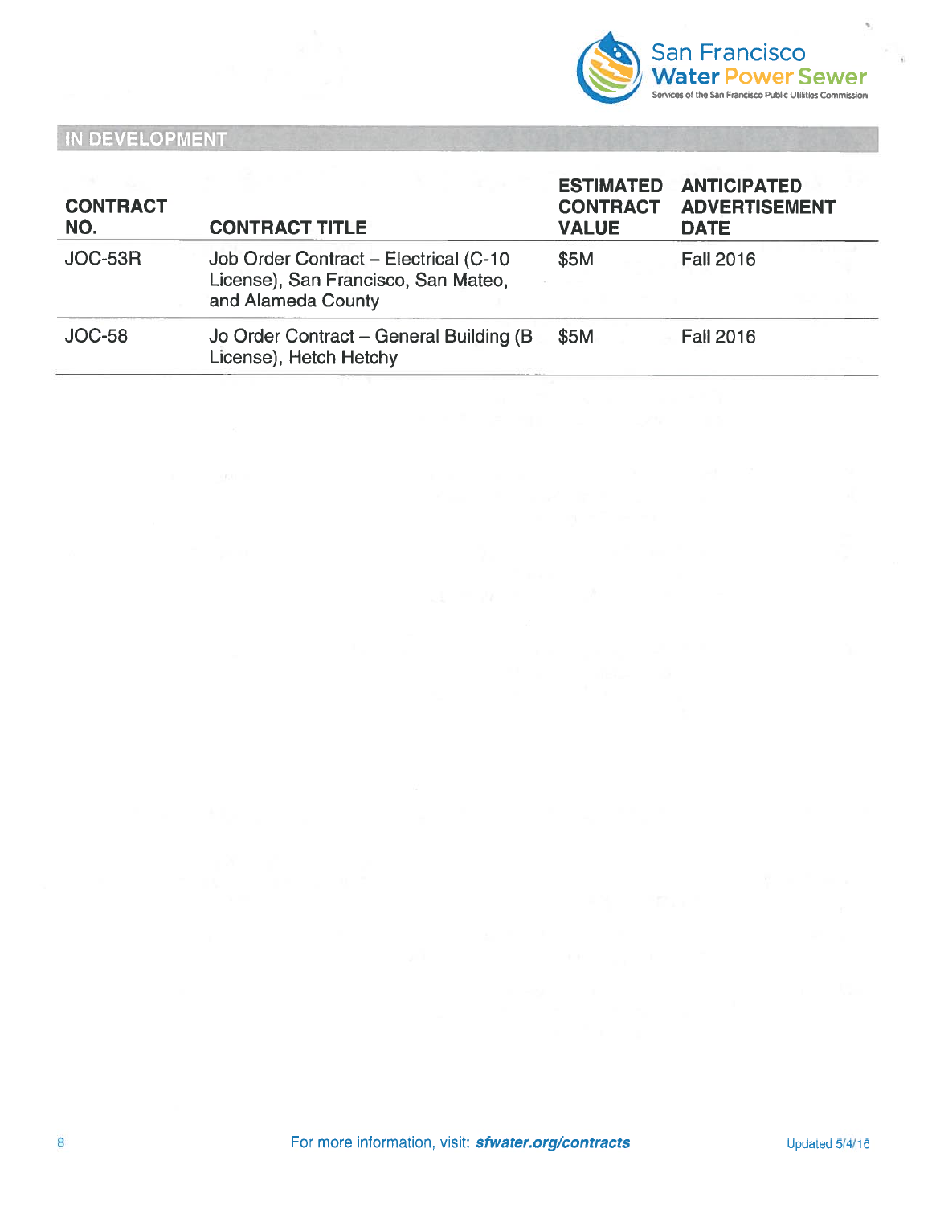## IN DEVELOPMENT

| CONTRACT NO. | CONTRACT TITLE | ESTIMATED CONTRACT VALUE | ANTICIPATED ADVERTISEMENT DATE |
|---|---|---|---|
| JOC-53R | Job Order Contract – Electrical (C-10 License), San Francisco, San Mateo, and Alameda County | $5M | Fall 2016 |
| JOC-58 | Jo Order Contract – General Building (B License), Hetch Hetchy | $5M | Fall 2016 |

For more information, visit: ***sfwater.org/contracts***

Updated 5/4/16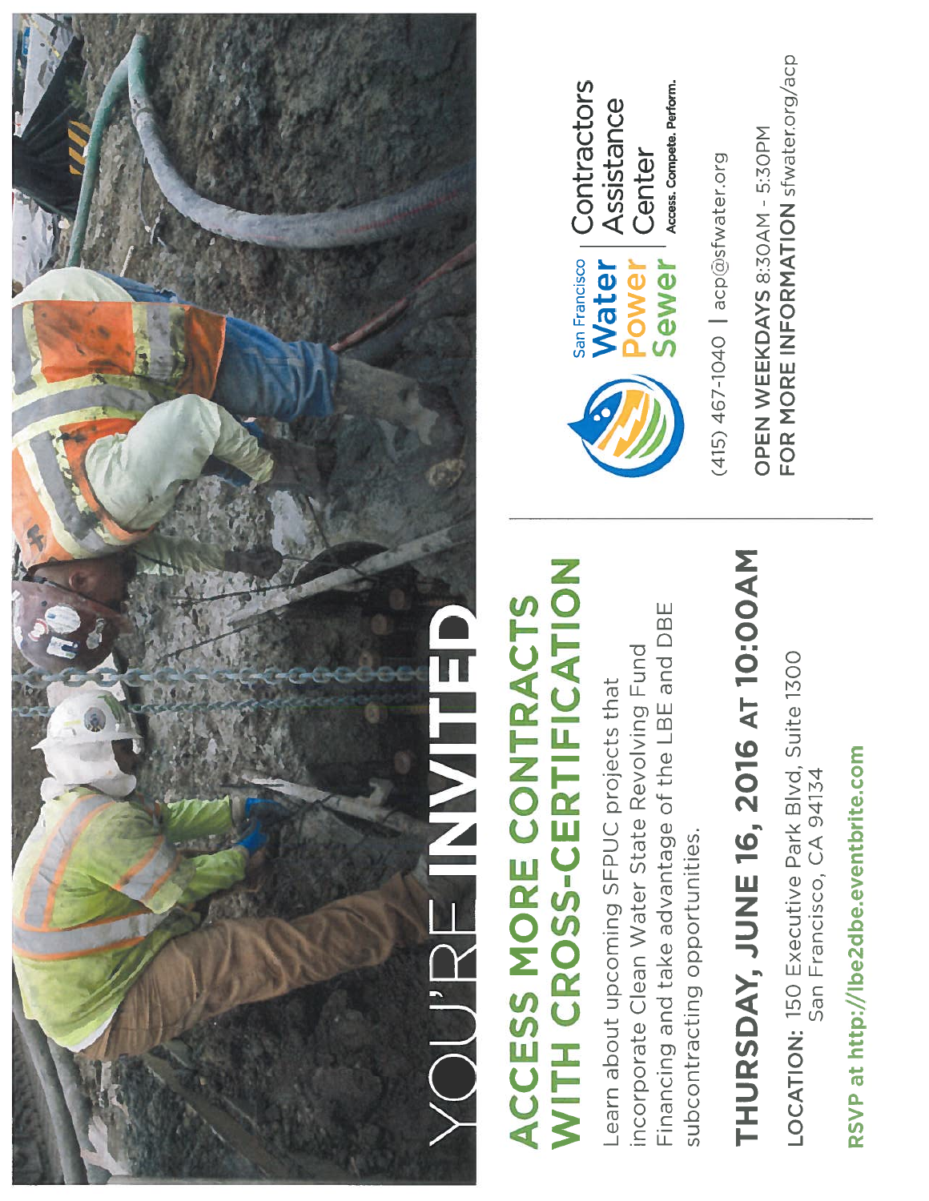# YOU'RE INVITED

## ACCESS MORE CONTRACTS WITH CROSS-CERTIFICATION

Learn about upcoming SFPUC projects that incorporate Clean Water State Revolving Fund Financing and take advantage of the LBE and DBE subcontracting opportunities.

**THURSDAY, JUNE 16, 2016 AT 10:00AM**

**LOCATION:** 150 Executive Park Blvd, Suite 1300
San Francisco, CA 94134

**RSVP at http://lbe2dbe.eventbrite.com**

San Francisco Water Power Sewer | Contractors Assistance Center
Access. Compete. Perform.

(415) 467-1040 | acp@sfwater.org

**OPEN WEEKDAYS** 8:30AM - 5:30PM
**FOR MORE INFORMATION** sfwater.org/acp